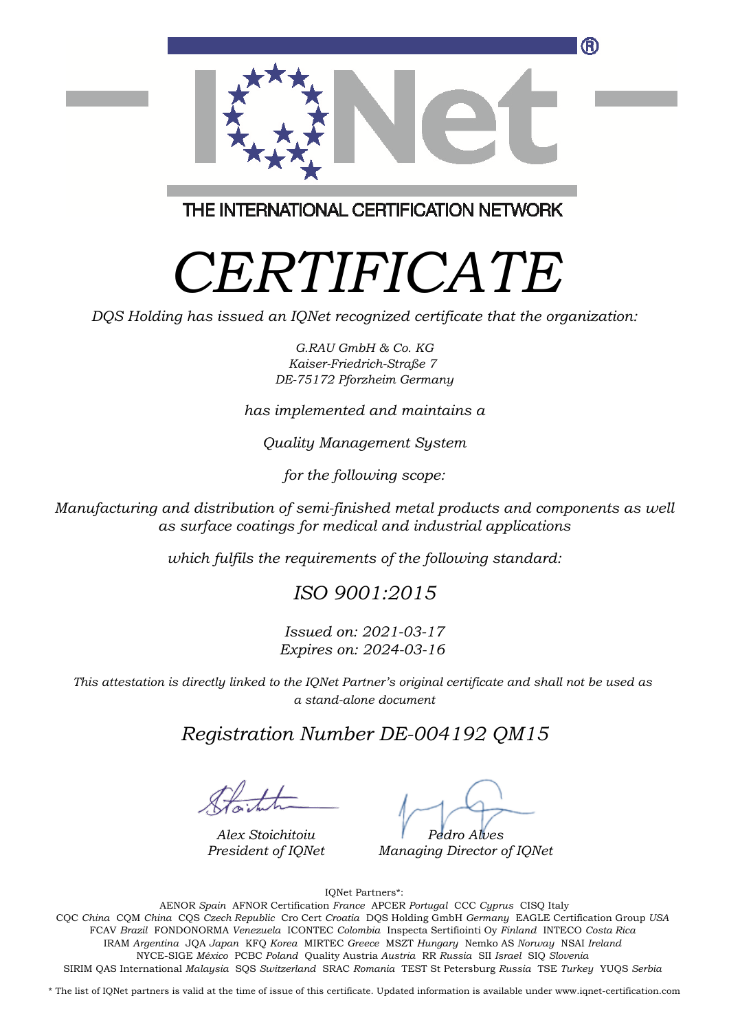THE INTERNATIONAL CERTIFICATION NETWORK

# *CERTIFICATE*

*DQS Holding has issued an IQNet recognized certificate that the organization:*

*G.RAU GmbH & Co. KG*
*Kaiser-Friedrich-Straße 7*
*DE-75172 Pforzheim Germany*

*has implemented and maintains a*

*Quality Management System*

*for the following scope:*

*Manufacturing and distribution of semi-finished metal products and components as well as surface coatings for medical and industrial applications*

*which fulfils the requirements of the following standard:*

## *ISO 9001:2015*

*Issued on: 2021-03-17*
*Expires on: 2024-03-16*

*This attestation is directly linked to the IQNet Partner's original certificate and shall not be used as a stand-alone document*

## *Registration Number DE-004192 QM15*

*Alex Stoichitoiu*
*President of IQNet*

*Pedro Alves*
*Managing Director of IQNet*

IQNet Partners*:

AENOR *Spain* AFNOR Certification *France* APCER *Portugal* CCC *Cyprus* CISQ Italy
CQC *China* CQM *China* CQS *Czech Republic* Cro Cert *Croatia* DQS Holding GmbH *Germany* EAGLE Certification Group *USA*
FCAV *Brazil* FONDONORMA *Venezuela* ICONTEC *Colombia* Inspecta Sertifiointi Oy *Finland* INTECO *Costa Rica*
IRAM *Argentina* JQA *Japan* KFQ *Korea* MIRTEC *Greece* MSZT *Hungary* Nemko AS *Norway* NSAI *Ireland*
NYCE-SIGE *México* PCBC *Poland* Quality Austria *Austria* RR *Russia* SII *Israel* SIQ *Slovenia*
SIRIM QAS International *Malaysia* SQS *Switzerland* SRAC *Romania* TEST St Petersburg *Russia* TSE *Turkey* YUQS *Serbia*

* The list of IQNet partners is valid at the time of issue of this certificate. Updated information is available under www.iqnet-certification.com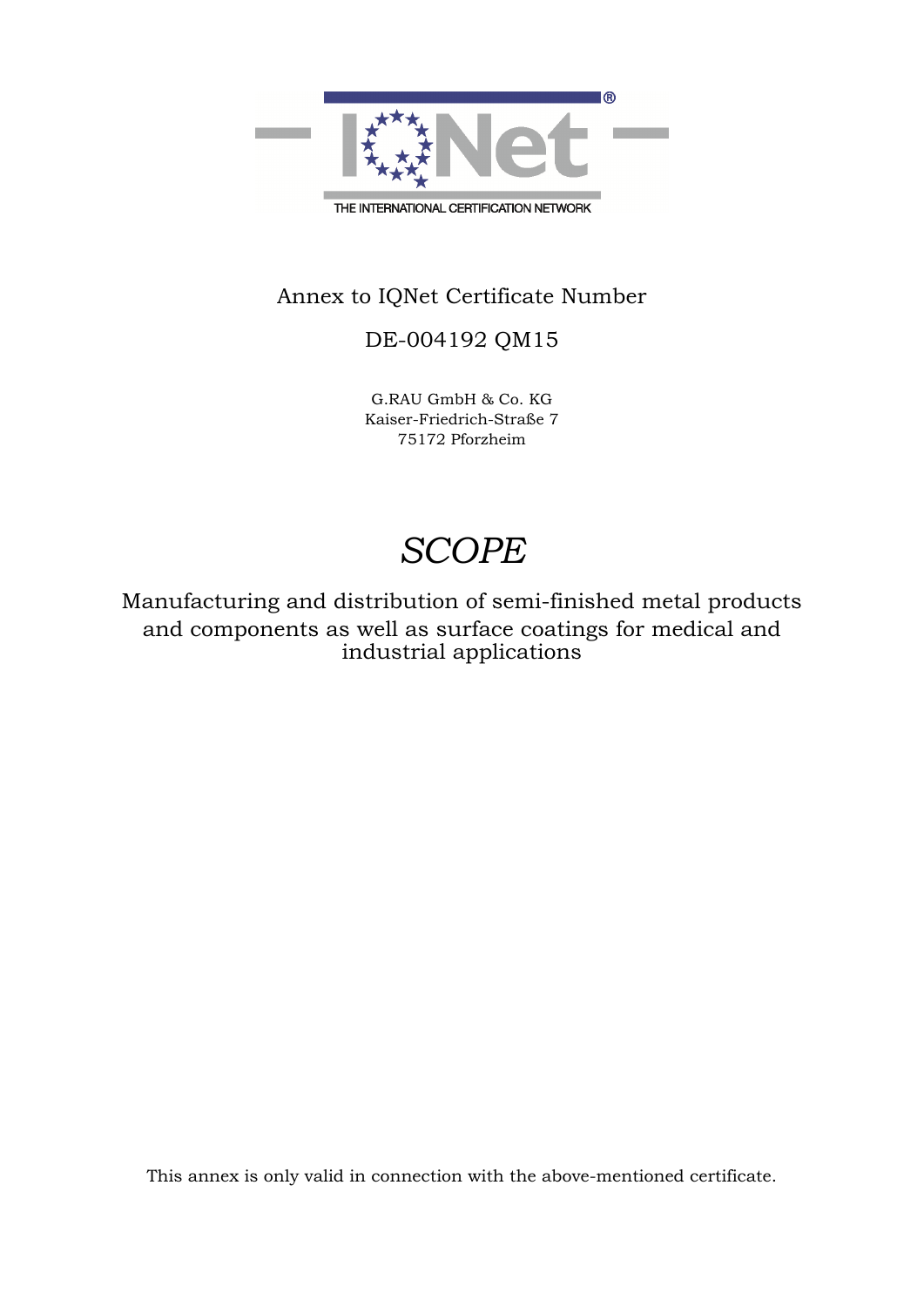THE INTERNATIONAL CERTIFICATION NETWORK

Annex to IQNet Certificate Number

DE-004192 QM15

G.RAU GmbH & Co. KG
Kaiser-Friedrich-Straße 7
75172 Pforzheim

# *SCOPE*

Manufacturing and distribution of semi-finished metal products and components as well as surface coatings for medical and industrial applications

This annex is only valid in connection with the above-mentioned certificate.